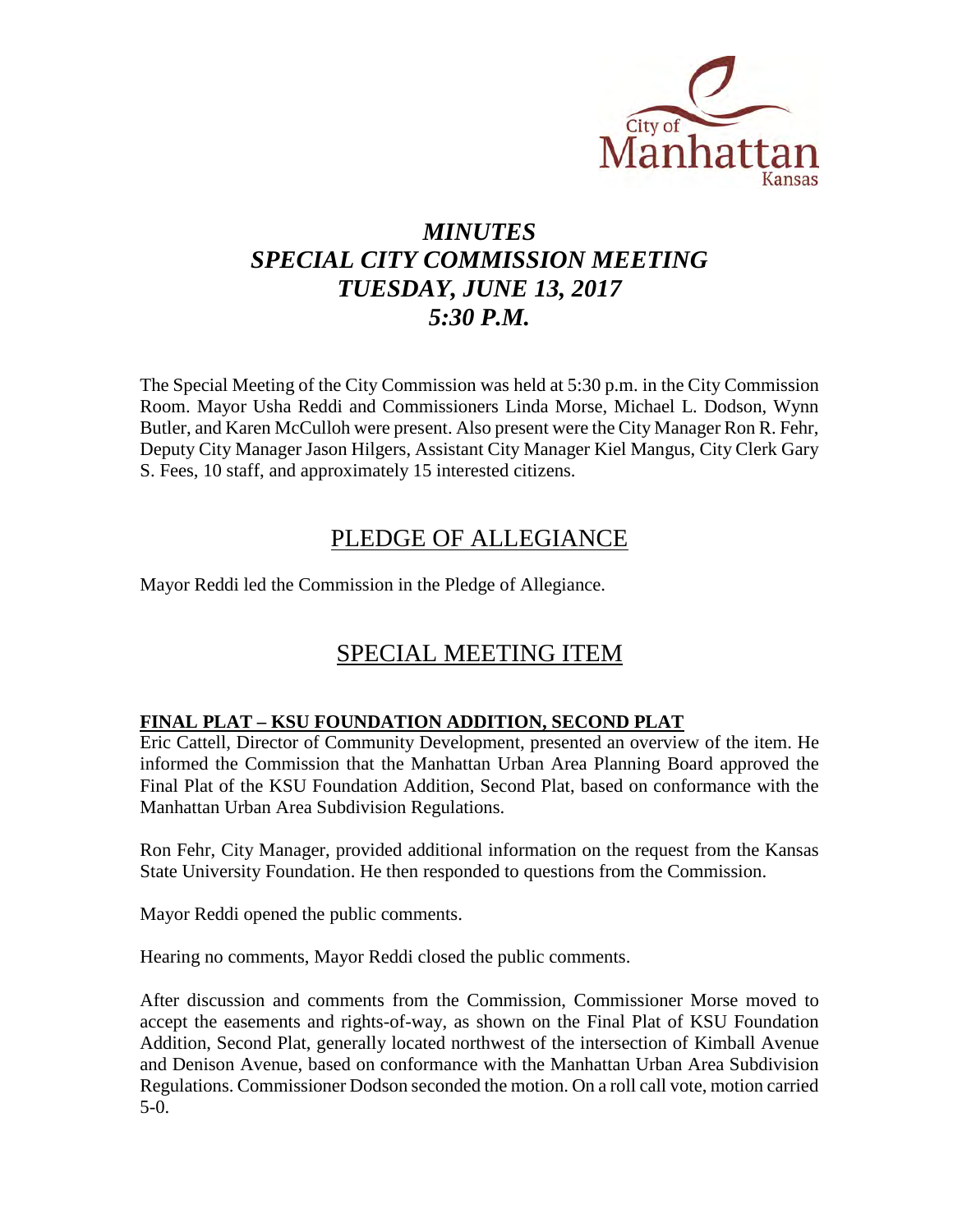City of Manhattan Kansas

# *MINUTES*
# *SPECIAL CITY COMMISSION MEETING*
# *TUESDAY, JUNE 13, 2017*
# *5:30 P.M.*

The Special Meeting of the City Commission was held at 5:30 p.m. in the City Commission Room. Mayor Usha Reddi and Commissioners Linda Morse, Michael L. Dodson, Wynn Butler, and Karen McCulloh were present. Also present were the City Manager Ron R. Fehr, Deputy City Manager Jason Hilgers, Assistant City Manager Kiel Mangus, City Clerk Gary S. Fees, 10 staff, and approximately 15 interested citizens.

## PLEDGE OF ALLEGIANCE

Mayor Reddi led the Commission in the Pledge of Allegiance.

## SPECIAL MEETING ITEM

### FINAL PLAT – KSU FOUNDATION ADDITION, SECOND PLAT

Eric Cattell, Director of Community Development, presented an overview of the item. He informed the Commission that the Manhattan Urban Area Planning Board approved the Final Plat of the KSU Foundation Addition, Second Plat, based on conformance with the Manhattan Urban Area Subdivision Regulations.

Ron Fehr, City Manager, provided additional information on the request from the Kansas State University Foundation. He then responded to questions from the Commission.

Mayor Reddi opened the public comments.

Hearing no comments, Mayor Reddi closed the public comments.

After discussion and comments from the Commission, Commissioner Morse moved to accept the easements and rights-of-way, as shown on the Final Plat of KSU Foundation Addition, Second Plat, generally located northwest of the intersection of Kimball Avenue and Denison Avenue, based on conformance with the Manhattan Urban Area Subdivision Regulations. Commissioner Dodson seconded the motion. On a roll call vote, motion carried 5-0.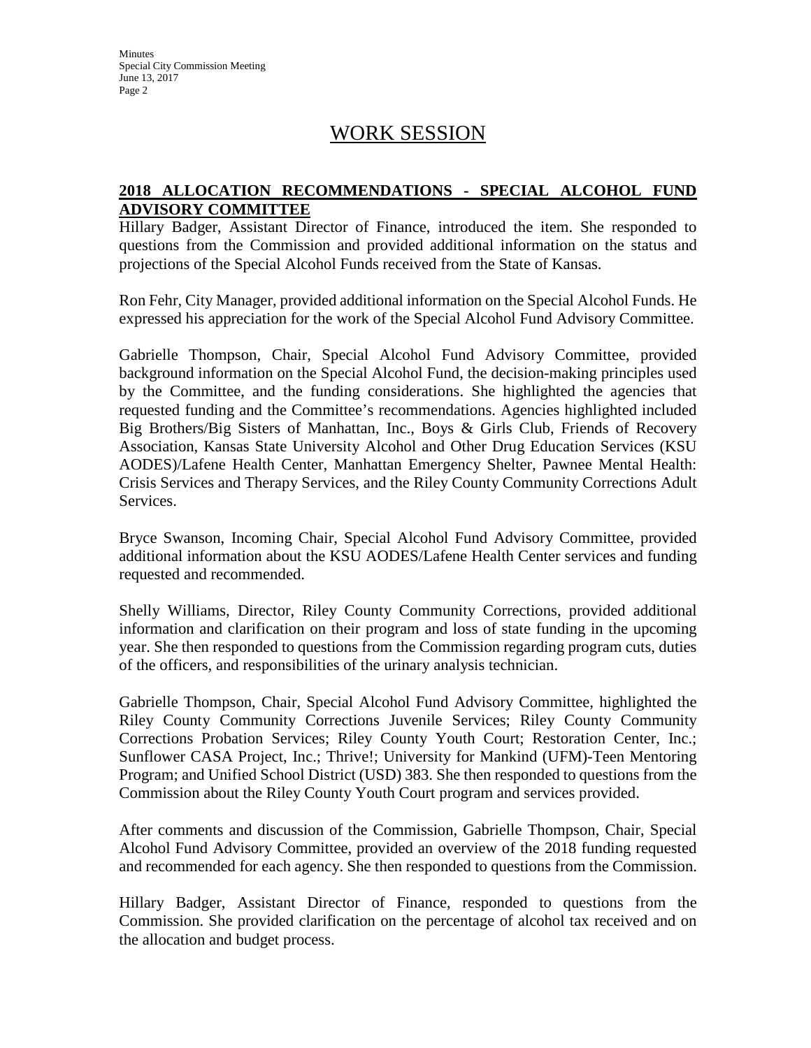# WORK SESSION

**2018 ALLOCATION RECOMMENDATIONS - SPECIAL ALCOHOL FUND ADVISORY COMMITTEE**

Hillary Badger, Assistant Director of Finance, introduced the item. She responded to questions from the Commission and provided additional information on the status and projections of the Special Alcohol Funds received from the State of Kansas.

Ron Fehr, City Manager, provided additional information on the Special Alcohol Funds. He expressed his appreciation for the work of the Special Alcohol Fund Advisory Committee.

Gabrielle Thompson, Chair, Special Alcohol Fund Advisory Committee, provided background information on the Special Alcohol Fund, the decision-making principles used by the Committee, and the funding considerations. She highlighted the agencies that requested funding and the Committee's recommendations. Agencies highlighted included Big Brothers/Big Sisters of Manhattan, Inc., Boys & Girls Club, Friends of Recovery Association, Kansas State University Alcohol and Other Drug Education Services (KSU AODES)/Lafene Health Center, Manhattan Emergency Shelter, Pawnee Mental Health: Crisis Services and Therapy Services, and the Riley County Community Corrections Adult Services.

Bryce Swanson, Incoming Chair, Special Alcohol Fund Advisory Committee, provided additional information about the KSU AODES/Lafene Health Center services and funding requested and recommended.

Shelly Williams, Director, Riley County Community Corrections, provided additional information and clarification on their program and loss of state funding in the upcoming year. She then responded to questions from the Commission regarding program cuts, duties of the officers, and responsibilities of the urinary analysis technician.

Gabrielle Thompson, Chair, Special Alcohol Fund Advisory Committee, highlighted the Riley County Community Corrections Juvenile Services; Riley County Community Corrections Probation Services; Riley County Youth Court; Restoration Center, Inc.; Sunflower CASA Project, Inc.; Thrive!; University for Mankind (UFM)-Teen Mentoring Program; and Unified School District (USD) 383. She then responded to questions from the Commission about the Riley County Youth Court program and services provided.

After comments and discussion of the Commission, Gabrielle Thompson, Chair, Special Alcohol Fund Advisory Committee, provided an overview of the 2018 funding requested and recommended for each agency. She then responded to questions from the Commission.

Hillary Badger, Assistant Director of Finance, responded to questions from the Commission. She provided clarification on the percentage of alcohol tax received and on the allocation and budget process.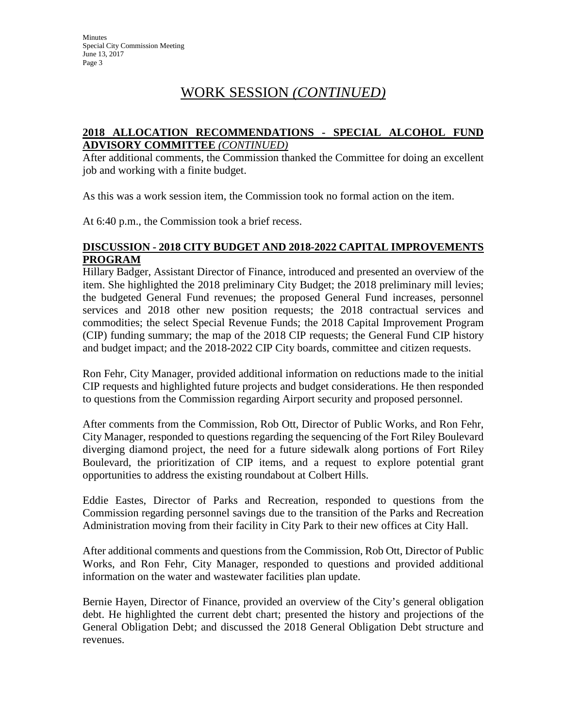# WORK SESSION *(CONTINUED)*

## 2018 ALLOCATION RECOMMENDATIONS - SPECIAL ALCOHOL FUND ADVISORY COMMITTEE *(CONTINUED)*

After additional comments, the Commission thanked the Committee for doing an excellent job and working with a finite budget.

As this was a work session item, the Commission took no formal action on the item.

At 6:40 p.m., the Commission took a brief recess.

## DISCUSSION - 2018 CITY BUDGET AND 2018-2022 CAPITAL IMPROVEMENTS PROGRAM

Hillary Badger, Assistant Director of Finance, introduced and presented an overview of the item. She highlighted the 2018 preliminary City Budget; the 2018 preliminary mill levies; the budgeted General Fund revenues; the proposed General Fund increases, personnel services and 2018 other new position requests; the 2018 contractual services and commodities; the select Special Revenue Funds; the 2018 Capital Improvement Program (CIP) funding summary; the map of the 2018 CIP requests; the General Fund CIP history and budget impact; and the 2018-2022 CIP City boards, committee and citizen requests.

Ron Fehr, City Manager, provided additional information on reductions made to the initial CIP requests and highlighted future projects and budget considerations. He then responded to questions from the Commission regarding Airport security and proposed personnel.

After comments from the Commission, Rob Ott, Director of Public Works, and Ron Fehr, City Manager, responded to questions regarding the sequencing of the Fort Riley Boulevard diverging diamond project, the need for a future sidewalk along portions of Fort Riley Boulevard, the prioritization of CIP items, and a request to explore potential grant opportunities to address the existing roundabout at Colbert Hills.

Eddie Eastes, Director of Parks and Recreation, responded to questions from the Commission regarding personnel savings due to the transition of the Parks and Recreation Administration moving from their facility in City Park to their new offices at City Hall.

After additional comments and questions from the Commission, Rob Ott, Director of Public Works, and Ron Fehr, City Manager, responded to questions and provided additional information on the water and wastewater facilities plan update.

Bernie Hayen, Director of Finance, provided an overview of the City's general obligation debt. He highlighted the current debt chart; presented the history and projections of the General Obligation Debt; and discussed the 2018 General Obligation Debt structure and revenues.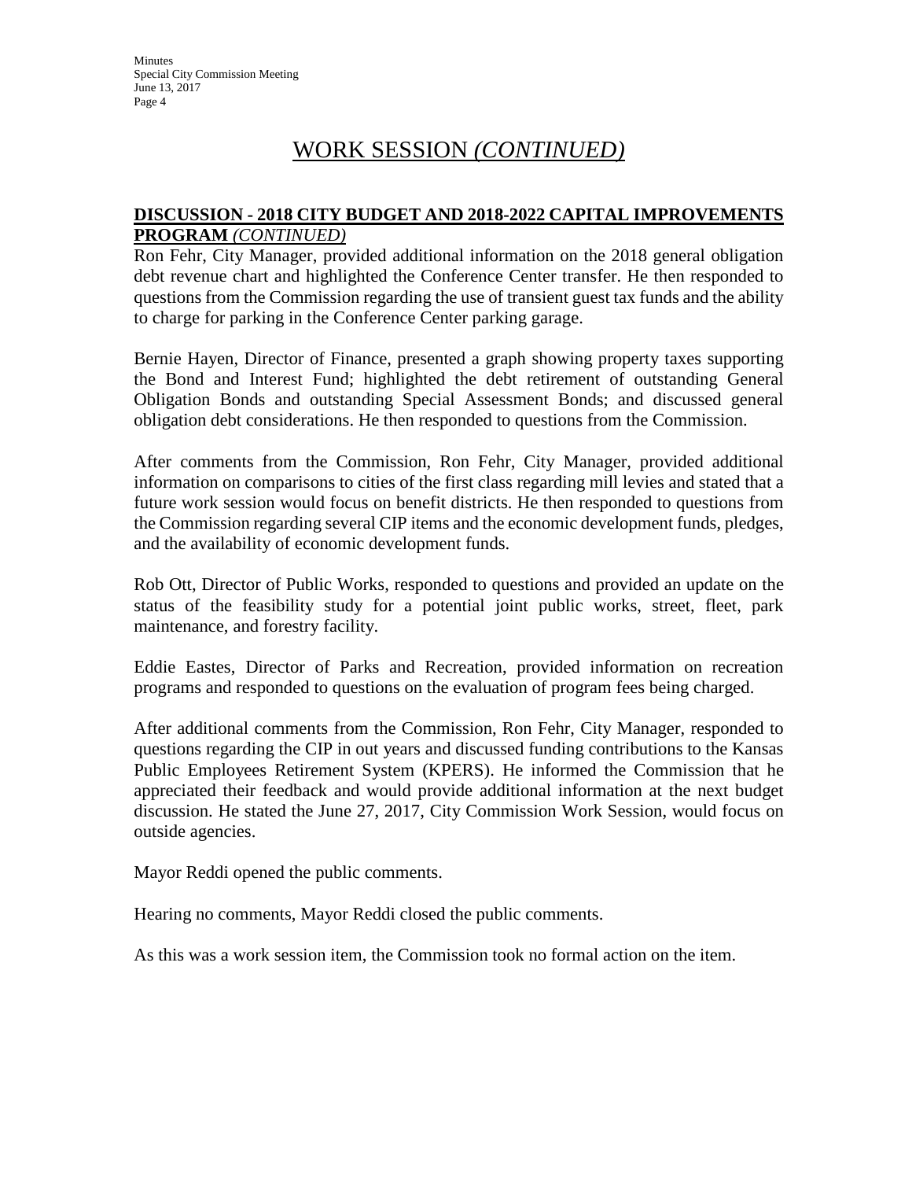# WORK SESSION *(CONTINUED)*

**DISCUSSION - 2018 CITY BUDGET AND 2018-2022 CAPITAL IMPROVEMENTS PROGRAM** ***(CONTINUED)***

Ron Fehr, City Manager, provided additional information on the 2018 general obligation debt revenue chart and highlighted the Conference Center transfer. He then responded to questions from the Commission regarding the use of transient guest tax funds and the ability to charge for parking in the Conference Center parking garage.

Bernie Hayen, Director of Finance, presented a graph showing property taxes supporting the Bond and Interest Fund; highlighted the debt retirement of outstanding General Obligation Bonds and outstanding Special Assessment Bonds; and discussed general obligation debt considerations. He then responded to questions from the Commission.

After comments from the Commission, Ron Fehr, City Manager, provided additional information on comparisons to cities of the first class regarding mill levies and stated that a future work session would focus on benefit districts. He then responded to questions from the Commission regarding several CIP items and the economic development funds, pledges, and the availability of economic development funds.

Rob Ott, Director of Public Works, responded to questions and provided an update on the status of the feasibility study for a potential joint public works, street, fleet, park maintenance, and forestry facility.

Eddie Eastes, Director of Parks and Recreation, provided information on recreation programs and responded to questions on the evaluation of program fees being charged.

After additional comments from the Commission, Ron Fehr, City Manager, responded to questions regarding the CIP in out years and discussed funding contributions to the Kansas Public Employees Retirement System (KPERS). He informed the Commission that he appreciated their feedback and would provide additional information at the next budget discussion. He stated the June 27, 2017, City Commission Work Session, would focus on outside agencies.

Mayor Reddi opened the public comments.

Hearing no comments, Mayor Reddi closed the public comments.

As this was a work session item, the Commission took no formal action on the item.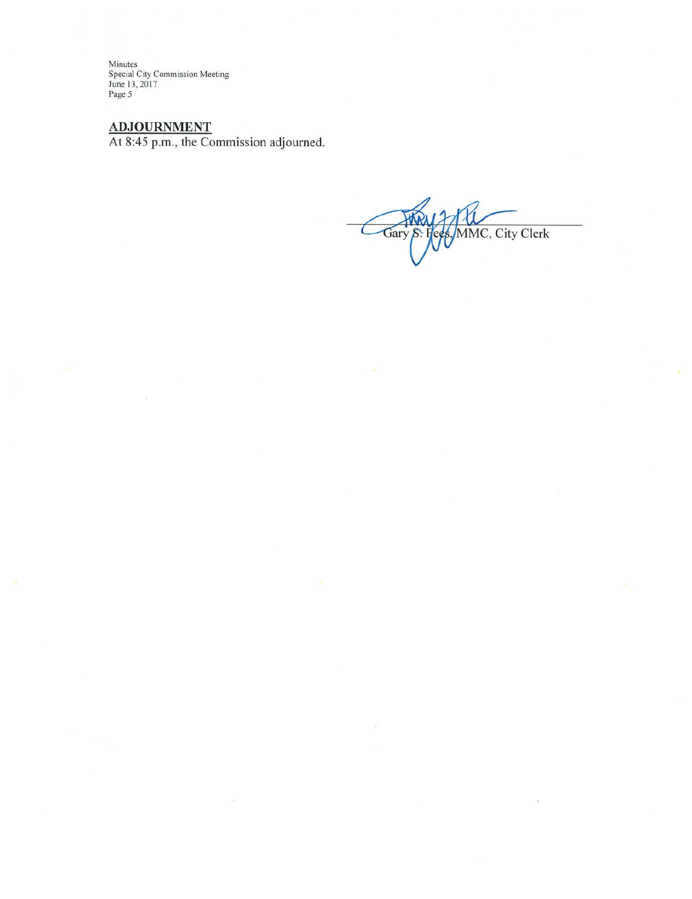## ADJOURNMENT

At 8:45 p.m., the Commission adjourned.

Gary S. Fees, MMC, City Clerk